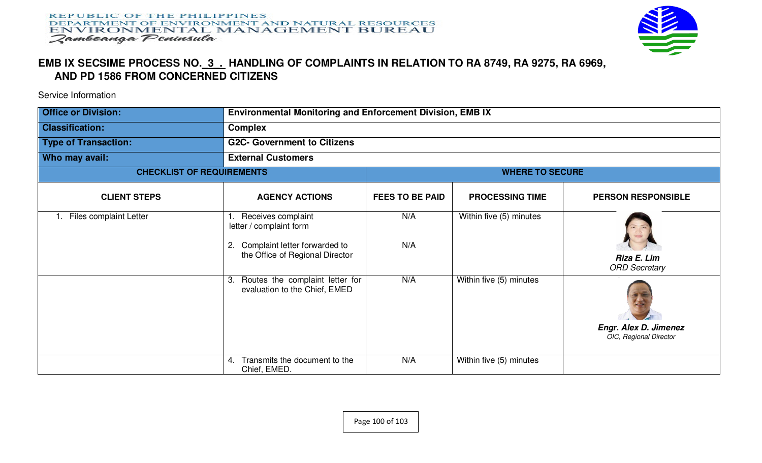REPUBLIC OF THE PHILIPPINES
DEPARTMENT OF ENVIRONMENT AND NATURAL RESOURCES
ENVIRONMENTAL MANAGEMENT BUREAU
*Zamboanga Peninsula*

# EMB IX SECSIME PROCESS NO. 3 . HANDLING OF COMPLAINTS IN RELATION TO RA 8749, RA 9275, RA 6969, AND PD 1586 FROM CONCERNED CITIZENS

Service Information

| **Office or Division:** | **Environmental Monitoring and Enforcement Division, EMB IX** | | | |
|---|---|---|---|---|
| **Classification:** | **Complex** | | | |
| **Type of Transaction:** | **G2C- Government to Citizens** | | | |
| **Who may avail:** | **External Customers** | | | |
| **CHECKLIST OF REQUIREMENTS** | | **WHERE TO SECURE** | | |
| **CLIENT STEPS** | **AGENCY ACTIONS** | **FEES TO BE PAID** | **PROCESSING TIME** | **PERSON RESPONSIBLE** |
| 1. Files complaint Letter | 1. Receives complaint letter / complaint form<br><br>2. Complaint letter forwarded to the Office of Regional Director | N/A<br><br>N/A | Within five (5) minutes | ***Riza E. Lim***<br>*ORD Secretary* |
| | 3. Routes the complaint letter for evaluation to the Chief, EMED | N/A | Within five (5) minutes | ***Engr. Alex D. Jimenez***<br>*OIC, Regional Director* |
| | 4. Transmits the document to the Chief, EMED. | N/A | Within five (5) minutes | |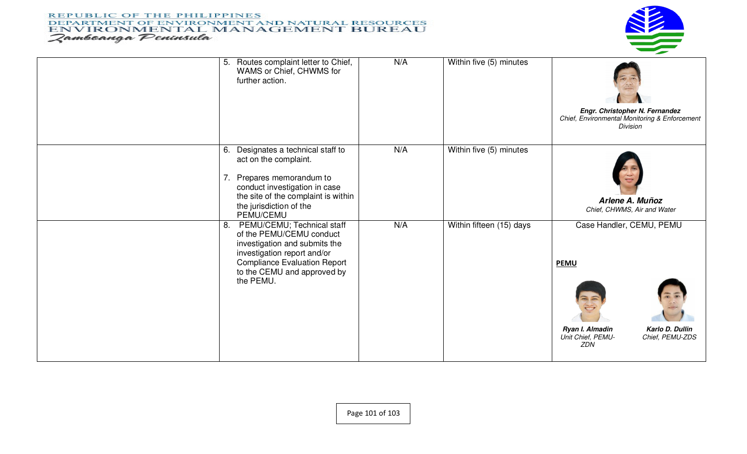| | | | | |
|---|---|---|---|---|
| | 5. Routes complaint letter to Chief, WAMS or Chief, CHWMS for further action. | N/A | Within five (5) minutes | ***Engr. Christopher N. Fernandez***<br>*Chief, Environmental Monitoring & Enforcement Division* |
| | 6. Designates a technical staff to act on the complaint.<br><br>7. Prepares memorandum to conduct investigation in case the site of the complaint is within the jurisdiction of the PEMU/CEMU | N/A | Within five (5) minutes | ***Arlene A. Muñoz***<br>*Chief, CHWMS, Air and Water* |
| | 8. PEMU/CEMU; Technical staff of the PEMU/CEMU conduct investigation and submits the investigation report and/or Compliance Evaluation Report to the CEMU and approved by the PEMU. | N/A | Within fifteen (15) days | Case Handler, CEMU, PEMU<br><br>**PEMU**<br><br>***Ryan I. Almadin***<br>*Unit Chief, PEMU-ZDN*<br><br>***Karlo D. Dullin***<br>*Chief, PEMU-ZDS* |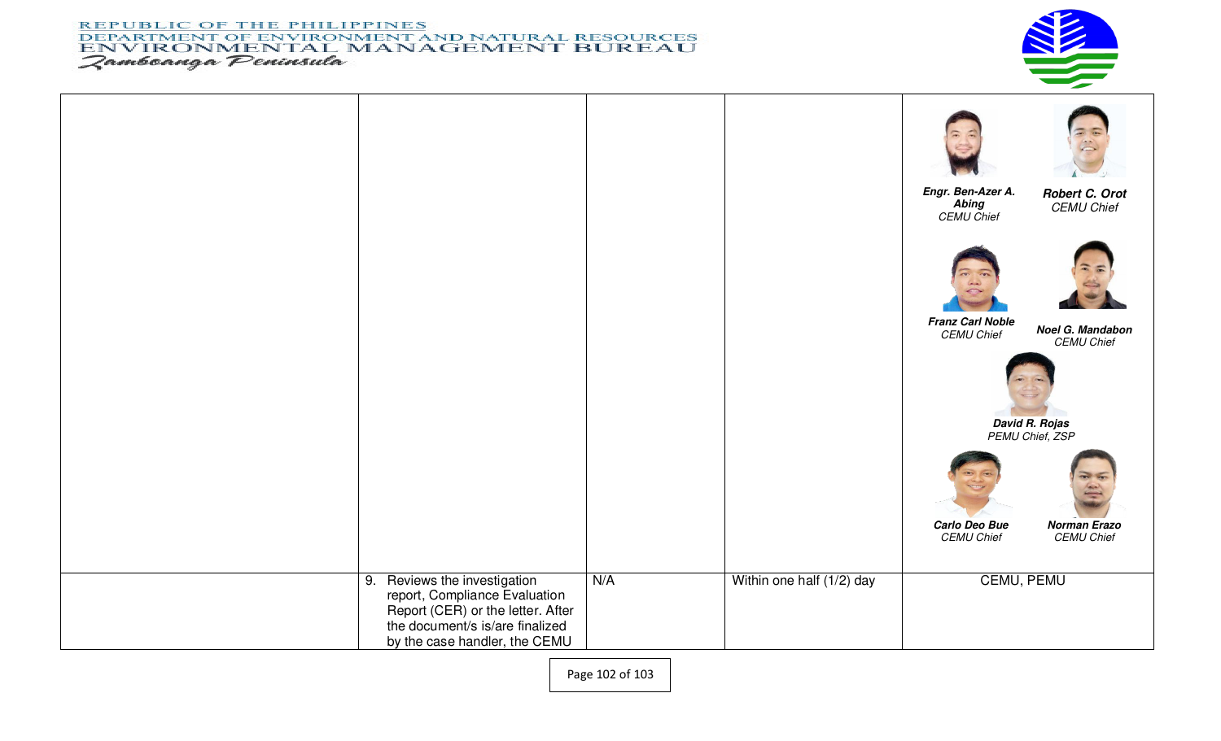| | | | | |
|---|---|---|---|---|
| | | | | **Engr. Ben-Azer A. Abing** *CEMU Chief* **Robert C. Orot** *CEMU Chief* **Franz Carl Noble** *CEMU Chief* **Noel G. Mandabon** *CEMU Chief* **David R. Rojas** *PEMU Chief, ZSP* **Carlo Deo Bue** *CEMU Chief* **Norman Erazo** *CEMU Chief* |
| | 9. Reviews the investigation report, Compliance Evaluation Report (CER) or the letter. After the document/s is/are finalized by the case handler, the CEMU | N/A | Within one half (1/2) day | CEMU, PEMU |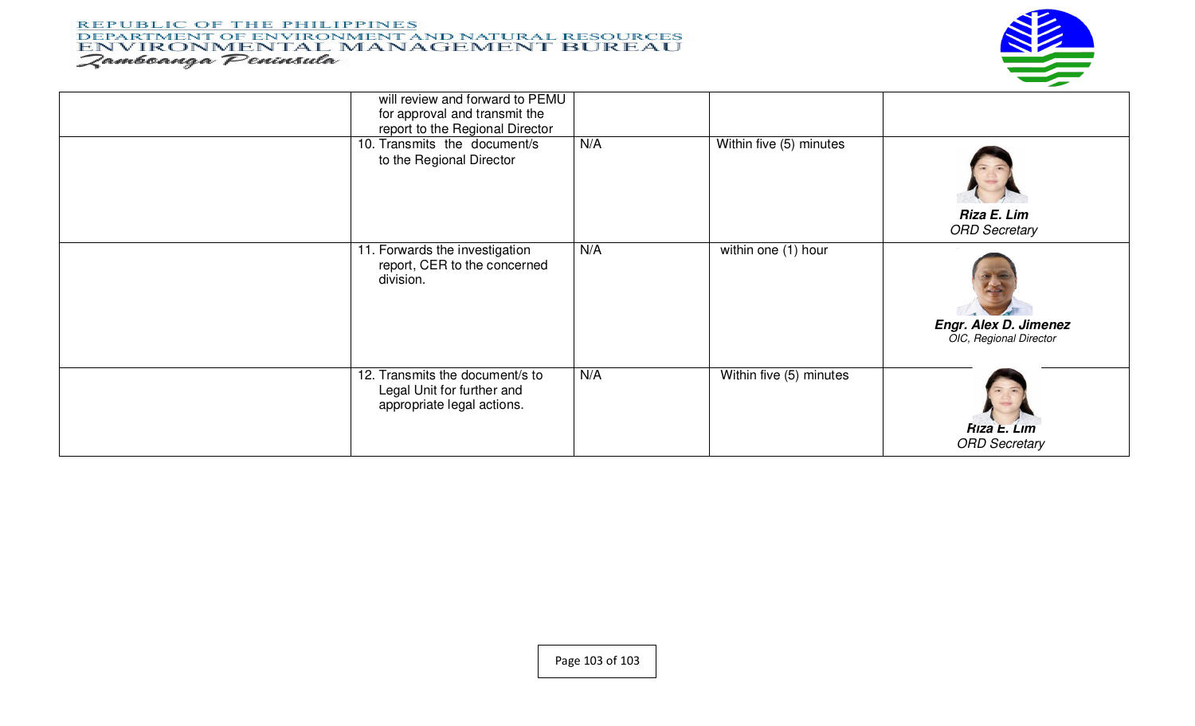| | | | | |
|---|---|---|---|---|
| | will review and forward to PEMU for approval and transmit the report to the Regional Director | | | |
| | 10. Transmits the document/s to the Regional Director | N/A | Within five (5) minutes | ***Riza E. Lim*** *ORD Secretary* |
| | 11. Forwards the investigation report, CER to the concerned division. | N/A | within one (1) hour | ***Engr. Alex D. Jimenez*** *OIC, Regional Director* |
| | 12. Transmits the document/s to Legal Unit for further and appropriate legal actions. | N/A | Within five (5) minutes | ***Riza E. Lim*** *ORD Secretary* |